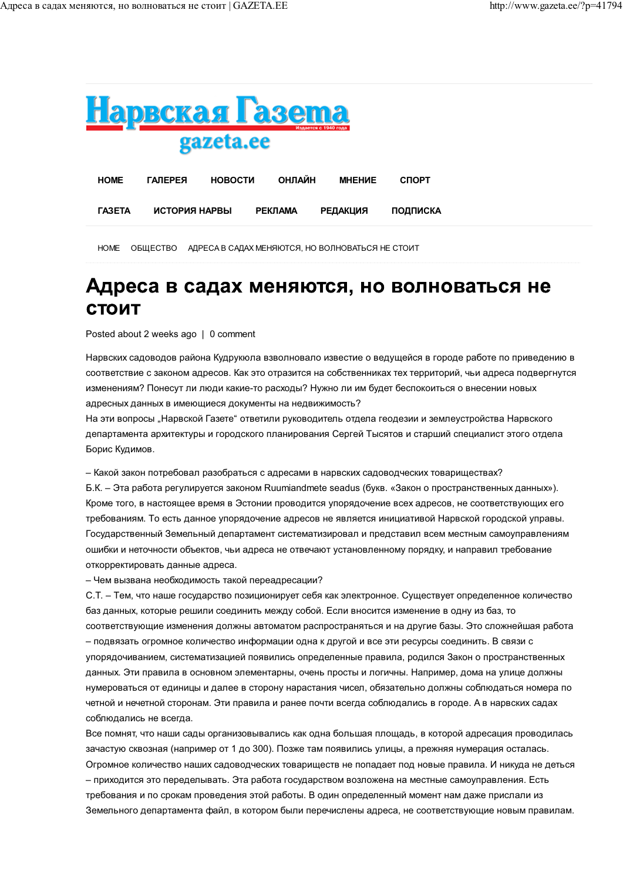# Адреса в садах меняются, но волноваться не стоит

Posted about 2 weeks ago | 0 comment

Нарвских садоводов района Кудрукюла взволновало известие о ведущейся в городе работе по приведению в соответствие с законом адресов. Как это отразится на собственниках тех территорий, чьи адреса подвергнутся изменениям? Понесут ли люди какие-то расходы? Нужно ли им будет беспокоиться о внесении новых адресных данных в имеющиеся документы на недвижимость?
На эти вопросы „Нарвской Газете" ответили руководитель отдела геодезии и землеустройства Нарвского департамента архитектуры и городского планирования Сергей Тысятов и старший специалист этого отдела Борис Кудимов.

– Какой закон потребовал разобраться с адресами в нарвских садоводческих товариществах?
Б.К. – Эта работа регулируется законом Ruumiandmete seadus (букв. «Закон о пространственных данных»). Кроме того, в настоящее время в Эстонии проводится упорядочение всех адресов, не соответствующих его требованиям. То есть данное упорядочение адресов не является инициативой Нарвской городской управы. Государственный Земельный департамент систематизировал и представил всем местным самоуправлениям ошибки и неточности объектов, чьи адреса не отвечают установленному порядку, и направил требование откорректировать данные адреса.
– Чем вызвана необходимость такой переадресации?
С.Т. – Тем, что наше государство позиционирует себя как электронное. Существует определенное количество баз данных, которые решили соединить между собой. Если вносится изменение в одну из баз, то соответствующие изменения должны автоматом распространяться и на другие базы. Это сложнейшая работа – подвязать огромное количество информации одна к другой и все эти ресурсы соединить. В связи с упорядочиванием, систематизацией появились определенные правила, родился Закон о пространственных данных. Эти правила в основном элементарны, очень просты и логичны. Например, дома на улице должны нумероваться от единицы и далее в сторону нарастания чисел, обязательно должны соблюдаться номера по четной и нечетной сторонам. Эти правила и ранее почти всегда соблюдались в городе. А в нарвских садах соблюдались не всегда.
Все помнят, что наши сады организовывались как одна большая площадь, в которой адресация проводилась зачастую сквозная (например от 1 до 300). Позже там появились улицы, а прежняя нумерация осталась. Огромное количество наших садоводческих товариществ не попадает под новые правила. И никуда не деться – приходится это переделывать. Эта работа государством возложена на местные самоуправления. Есть требования и по срокам проведения этой работы. В один определенный момент нам даже прислали из Земельного департамента файл, в котором были перечислены адреса, не соответствующие новым правилам.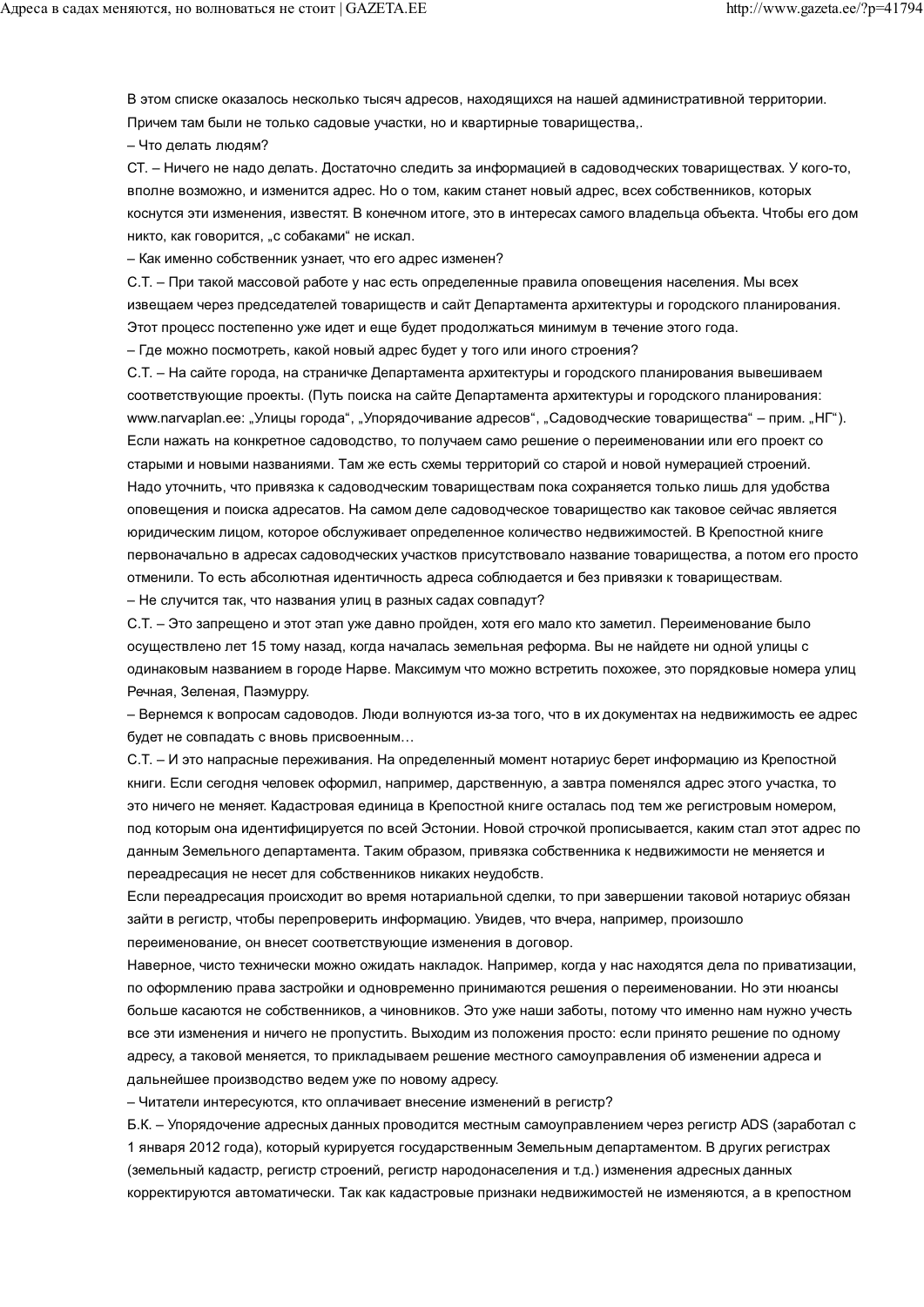В этом списке оказалось несколько тысяч адресов, находящихся на нашей административной территории. Причем там были не только садовые участки, но и квартирные товарищества,.

– Что делать людям?

СТ. – Ничего не надо делать. Достаточно следить за информацией в садоводческих товариществах. У кого-то, вполне возможно, и изменится адрес. Но о том, каким станет новый адрес, всех собственников, которых коснутся эти изменения, известят. В конечном итоге, это в интересах самого владельца объекта. Чтобы его дом никто, как говорится, „с собаками" не искал.

– Как именно собственник узнает, что его адрес изменен?

С.Т. – При такой массовой работе у нас есть определенные правила оповещения населения. Мы всех извещаем через председателей товариществ и сайт Департамента архитектуры и городского планирования. Этот процесс постепенно уже идет и еще будет продолжаться минимум в течение этого года.

– Где можно посмотреть, какой новый адрес будет у того или иного строения?

С.Т. – На сайте города, на страничке Департамента архитектуры и городского планирования вывешиваем соответствующие проекты. (Путь поиска на сайте Департамента архитектуры и городского планирования: www.narvaplan.ee: „Улицы города", „Упорядочивание адресов", „Садоводческие товарищества" – прим. „НГ"). Если нажать на конкретное садоводство, то получаем само решение о переименовании или его проект со старыми и новыми названиями. Там же есть схемы территорий со старой и новой нумерацией строений.

Надо уточнить, что привязка к садоводческим товариществам пока сохраняется только лишь для удобства оповещения и поиска адресатов. На самом деле садоводческое товарищество как таковое сейчас является юридическим лицом, которое обслуживает определенное количество недвижимостей. В Крепостной книге первоначально в адресах садоводческих участков присутствовало название товарищества, а потом его просто отменили. То есть абсолютная идентичность адреса соблюдается и без привязки к товариществам.

– Не случится так, что названия улиц в разных садах совпадут?

С.Т. – Это запрещено и этот этап уже давно пройден, хотя его мало кто заметил. Переименование было осуществлено лет 15 тому назад, когда началась земельная реформа. Вы не найдете ни одной улицы с одинаковым названием в городе Нарве. Максимум что можно встретить похожее, это порядковые номера улиц Речная, Зеленая, Паэмурру.

– Вернемся к вопросам садоводов. Люди волнуются из-за того, что в их документах на недвижимость ее адрес будет не совпадать с вновь присвоенным…

С.Т. – И это напрасные переживания. На определенный момент нотариус берет информацию из Крепостной книги. Если сегодня человек оформил, например, дарственную, а завтра поменялся адрес этого участка, то это ничего не меняет. Кадастровая единица в Крепостной книге осталась под тем же регистровым номером, под которым она идентифицируется по всей Эстонии. Новой строчкой прописывается, каким стал этот адрес по данным Земельного департамента. Таким образом, привязка собственника к недвижимости не меняется и переадресация не несет для собственников никаких неудобств.

Если переадресация происходит во время нотариальной сделки, то при завершении таковой нотариус обязан зайти в регистр, чтобы перепроверить информацию. Увидев, что вчера, например, произошло переименование, он внесет соответствующие изменения в договор.

Наверное, чисто технически можно ожидать накладок. Например, когда у нас находятся дела по приватизации, по оформлению права застройки и одновременно принимаются решения о переименовании. Но эти нюансы больше касаются не собственников, а чиновников. Это уже наши заботы, потому что именно нам нужно учесть все эти изменения и ничего не пропустить. Выходим из положения просто: если принято решение по одному адресу, а таковой меняется, то прикладываем решение местного самоуправления об изменении адреса и дальнейшее производство ведем уже по новому адресу.

– Читатели интересуются, кто оплачивает внесение изменений в регистр?

Б.К. – Упорядочение адресных данных проводится местным самоуправлением через регистр ADS (заработал с 1 января 2012 года), который курируется государственным Земельным департаментом. В других регистрах (земельный кадастр, регистр строений, регистр народонаселения и т.д.) изменения адресных данных корректируются автоматически. Так как кадастровые признаки недвижимостей не изменяются, а в крепостном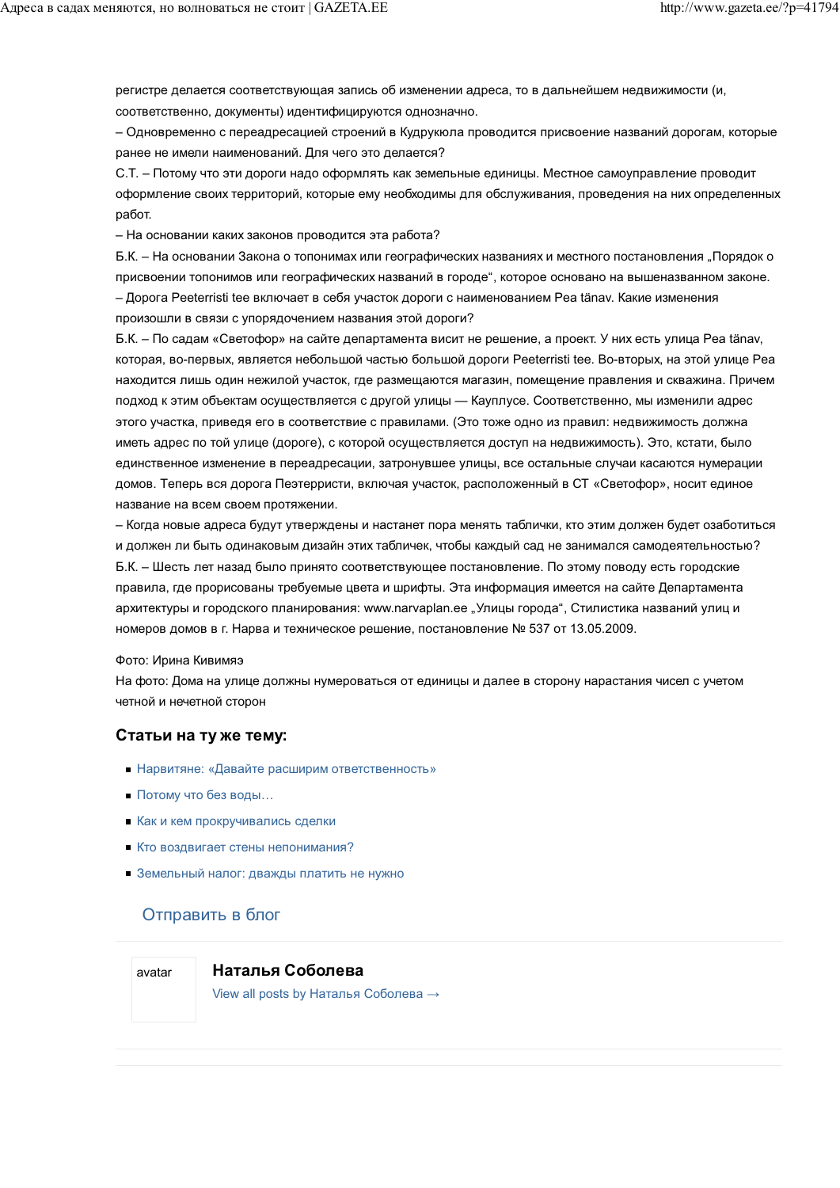регистре делается соответствующая запись об изменении адреса, то в дальнейшем недвижимости (и, соответственно, документы) идентифицируются однозначно.

– Одновременно с переадресацией строений в Кудрукюла проводится присвоение названий дорогам, которые ранее не имели наименований. Для чего это делается?

С.Т. – Потому что эти дороги надо оформлять как земельные единицы. Местное самоуправление проводит оформление своих территорий, которые ему необходимы для обслуживания, проведения на них определенных работ.

– На основании каких законов проводится эта работа?

Б.К. – На основании Закона о топонимах или географических названиях и местного постановления „Порядок о присвоении топонимов или географических названий в городе“, которое основано на вышеназванном законе.

– Дорога Peeterristi tee включает в себя участок дороги с наименованием Pea tänav. Какие изменения произошли в связи с упорядочением названия этой дороги?

Б.К. – По садам «Светофор» на сайте департамента висит не решение, а проект. У них есть улица Pea tänav, которая, во-первых, является небольшой частью большой дороги Peeterristi tee. Во-вторых, на этой улице Pea находится лишь один нежилой участок, где размещаются магазин, помещение правления и скважина. Причем подход к этим объектам осуществляется с другой улицы — Кауплусе. Соответственно, мы изменили адрес этого участка, приведя его в соответствие с правилами. (Это тоже одно из правил: недвижимость должна иметь адрес по той улице (дороге), с которой осуществляется доступ на недвижимость). Это, кстати, было единственное изменение в переадресации, затронувшее улицы, все остальные случаи касаются нумерации домов. Теперь вся дорога Пеэтерристи, включая участок, расположенный в СТ «Светофор», носит единое название на всем своем протяжении.

– Когда новые адреса будут утверждены и настанет пора менять таблички, кто этим должен будет озаботиться и должен ли быть одинаковым дизайн этих табличек, чтобы каждый сад не занимался самодеятельностью?

Б.К. – Шесть лет назад было принято соответствующее постановление. По этому поводу есть городские правила, где прорисованы требуемые цвета и шрифты. Эта информация имеется на сайте Департамента архитектуры и городского планирования: www.narvaplan.ee „Улицы города“, Стилистика названий улиц и номеров домов в г. Нарва и техническое решение, постановление № 537 от 13.05.2009.

Фото: Ирина Кивимяэ

На фото: Дома на улице должны нумероваться от единицы и далее в сторону нарастания чисел с учетом четной и нечетной сторон

### Статьи на ту же тему:

- Нарвитяне: «Давайте расширим ответственность»
- Потому что без воды…
- Как и кем прокручивались сделки
- Кто воздвигает стены непонимания?
- Земельный налог: дважды платить не нужно

Отправить в блог

avatar

**Наталья Соболева**

View all posts by Наталья Соболева →